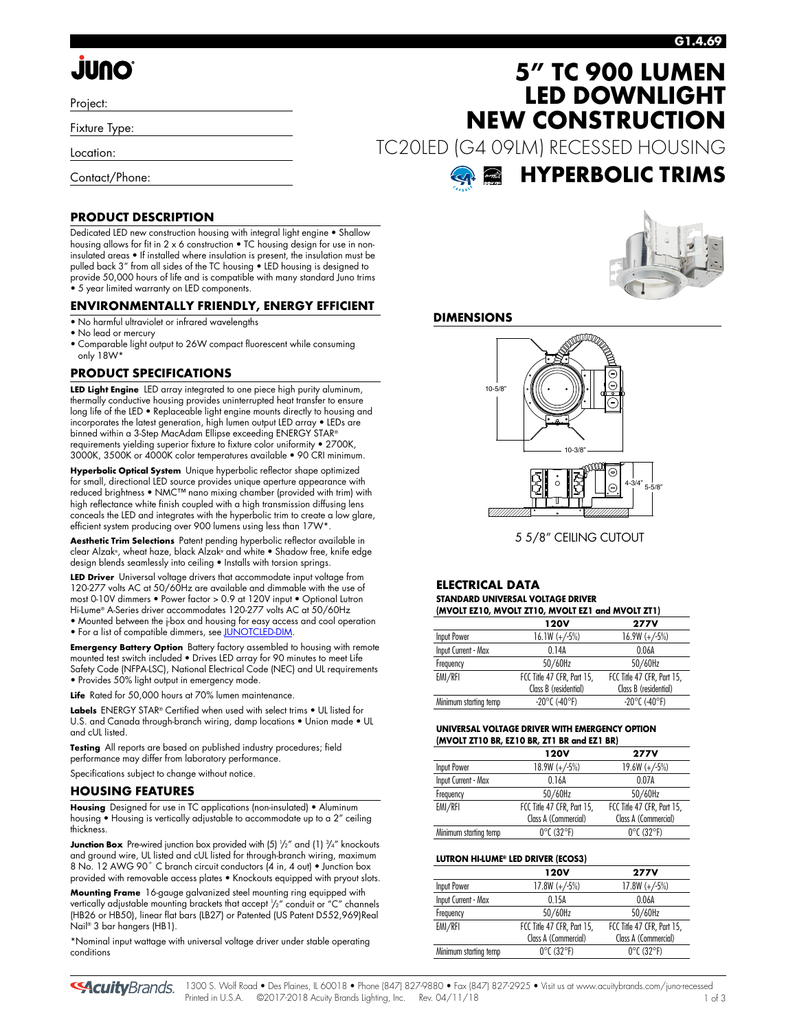# JUNO

Project:

Fixture Type:

Location:

Contact/Phone:

# 5" TC 900 LUMEN LED DOWNLIGHT NEW CONSTRUCTION

TC20LED (G4 09LM) RECESSED HOUSING

## HYPERBOLIC TRIMS

## PRODUCT DESCRIPTION

Dedicated LED new construction housing with integral light engine • Shallow housing allows for fit in 2 x 6 construction • TC housing design for use in non-insulated areas • If installed where insulation is present, the insulation must be pulled back 3" from all sides of the TC housing • LED housing is designed to provide 50,000 hours of life and is compatible with many standard Juno trims • 5 year limited warranty on LED components.

## ENVIRONMENTALLY FRIENDLY, ENERGY EFFICIENT

- No harmful ultraviolet or infrared wavelengths
- No lead or mercury
- Comparable light output to 26W compact fluorescent while consuming only 18W*

## PRODUCT SPECIFICATIONS

**LED Light Engine** LED array integrated to one piece high purity aluminum, thermally conductive housing provides uninterrupted heat transfer to ensure long life of the LED • Replaceable light engine mounts directly to housing and incorporates the latest generation, high lumen output LED array • LEDs are binned within a 3-Step MacAdam Ellipse exceeding ENERGY STAR® requirements yielding superior fixture to fixture color uniformity • 2700K, 3000K, 3500K or 4000K color temperatures available • 90 CRI minimum.

**Hyperbolic Optical System** Unique hyperbolic reflector shape optimized for small, directional LED source provides unique aperture appearance with reduced brightness • NMC™ nano mixing chamber (provided with trim) with high reflectance white finish coupled with a high transmission diffusing lens conceals the LED and integrates with the hyperbolic trim to create a low glare, efficient system producing over 900 lumens using less than 17W*.

**Aesthetic Trim Selections** Patent pending hyperbolic reflector available in clear Alzak®, wheat haze, black Alzak® and white • Shadow free, knife edge design blends seamlessly into ceiling • Installs with torsion springs.

**LED Driver** Universal voltage drivers that accommodate input voltage from 120-277 volts AC at 50/60Hz are available and dimmable with the use of most 0-10V dimmers • Power factor > 0.9 at 120V input • Optional Lutron Hi-Lume® A-Series driver accommodates 120-277 volts AC at 50/60Hz
- Mounted between the j-box and housing for easy access and cool operation
- For a list of compatible dimmers, see JUNOTCLED-DIM.

**Emergency Battery Option** Battery factory assembled to housing with remote mounted test switch included • Drives LED array for 90 minutes to meet Life Safety Code (NFPA-LSC), National Electrical Code (NEC) and UL requirements • Provides 50% light output in emergency mode.

**Life** Rated for 50,000 hours at 70% lumen maintenance.

**Labels** ENERGY STAR® Certified when used with select trims • UL listed for U.S. and Canada through-branch wiring, damp locations • Union made • UL and cUL listed.

**Testing** All reports are based on published industry procedures; field performance may differ from laboratory performance.

Specifications subject to change without notice.

## HOUSING FEATURES

**Housing** Designed for use in TC applications (non-insulated) • Aluminum housing • Housing is vertically adjustable to accommodate up to a 2" ceiling thickness.

**Junction Box** Pre-wired junction box provided with (5) ½" and (1) ¾" knockouts and ground wire, UL listed and cUL listed for through-branch wiring, maximum 8 No. 12 AWG 90° C branch circuit conductors (4 in, 4 out) • Junction box provided with removable access plates • Knockouts equipped with pryout slots.

**Mounting Frame** 16-gauge galvanized steel mounting ring equipped with vertically adjustable mounting brackets that accept ½" conduit or "C" channels (HB26 or HB50), linear flat bars (LB27) or Patented (US Patent D552,969)Real Nail® 3 bar hangers (HB1).

*Nominal input wattage with universal voltage driver under stable operating conditions

## DIMENSIONS

10-5/8"

10-3/8"

4-3/4" 5-5/8"

5 5/8" CEILING CUTOUT

## ELECTRICAL DATA

**STANDARD UNIVERSAL VOLTAGE DRIVER (MVOLT EZ10, MVOLT ZT10, MVOLT EZ1 and MVOLT ZT1)**

| | 120V | 277V |
|---|---|---|
| Input Power | 16.1W (+/-5%) | 16.9W (+/-5%) |
| Input Current - Max | 0.14A | 0.06A |
| Frequency | 50/60Hz | 50/60Hz |
| EMI/RFI | FCC Title 47 CFR, Part 15, Class B (residential) | FCC Title 47 CFR, Part 15, Class B (residential) |
| Minimum starting temp | -20°C (-40°F) | -20°C (-40°F) |

**UNIVERSAL VOLTAGE DRIVER WITH EMERGENCY OPTION (MVOLT ZT10 BR, EZ10 BR, ZT1 BR and EZ1 BR)**

| | 120V | 277V |
|---|---|---|
| Input Power | 18.9W (+/-5%) | 19.6W (+/-5%) |
| Input Current - Max | 0.16A | 0.07A |
| Frequency | 50/60Hz | 50/60Hz |
| EMI/RFI | FCC Title 47 CFR, Part 15, Class A (Commercial) | FCC Title 47 CFR, Part 15, Class A (Commercial) |
| Minimum starting temp | 0°C (32°F) | 0°C (32°F) |

**LUTRON HI-LUME® LED DRIVER (ECOS3)**

| | 120V | 277V |
|---|---|---|
| Input Power | 17.8W (+/-5%) | 17.8W (+/-5%) |
| Input Current - Max | 0.15A | 0.06A |
| Frequency | 50/60Hz | 50/60Hz |
| EMI/RFI | FCC Title 47 CFR, Part 15, Class A (Commercial) | FCC Title 47 CFR, Part 15, Class A (Commercial) |
| Minimum starting temp | 0°C (32°F) | 0°C (32°F) |

AcuityBrands. 1300 S. Wolf Road • Des Plaines, IL 60018 • Phone (847) 827-9880 • Fax (847) 827-2925 • Visit us at www.acuitybrands.com/juno-recessed
Printed in U.S.A. ©2017-2018 Acuity Brands Lighting, Inc. Rev. 04/11/18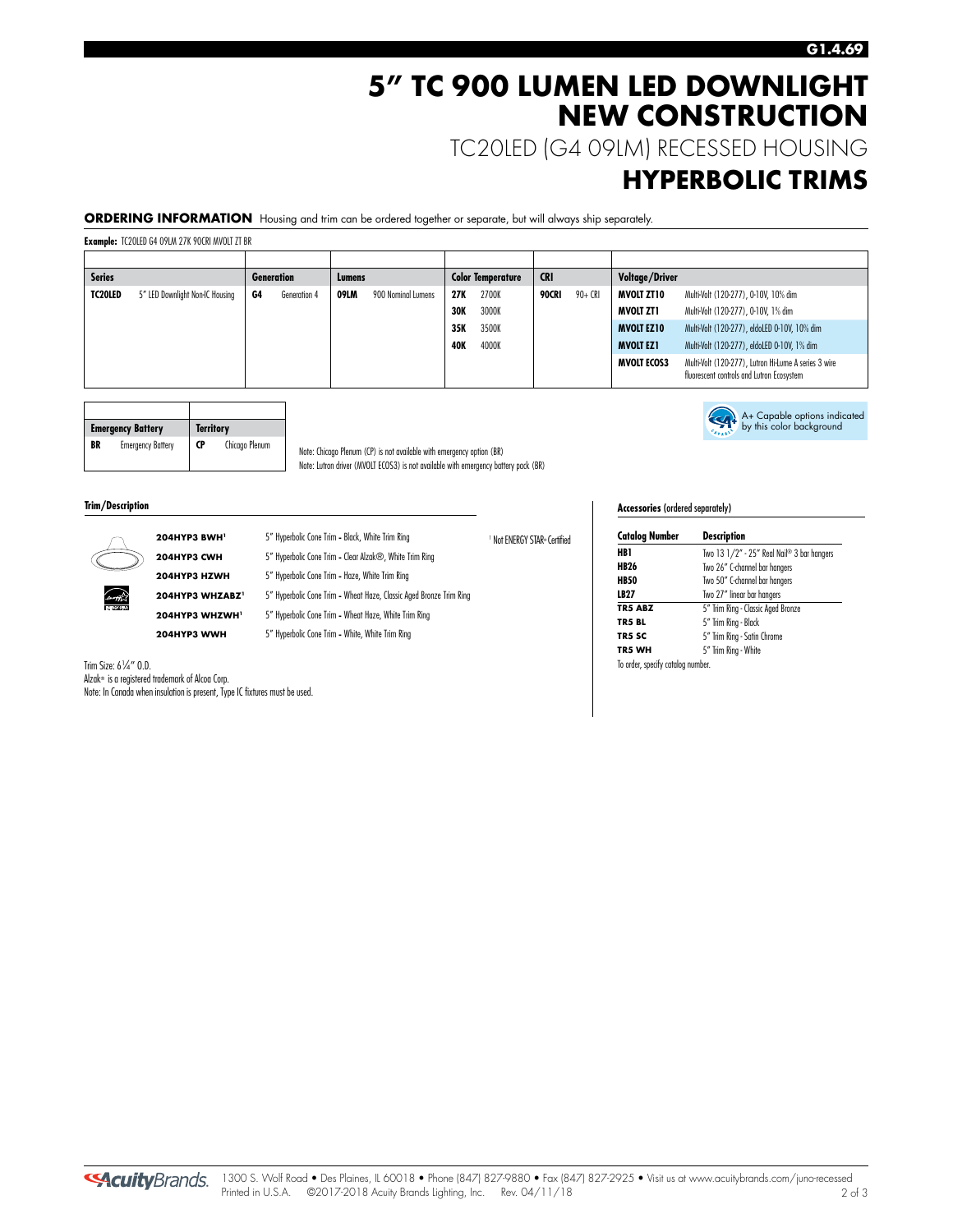# 5" TC 900 LUMEN LED DOWNLIGHT NEW CONSTRUCTION

## TC20LED (G4 09LM) RECESSED HOUSING

# HYPERBOLIC TRIMS

**ORDERING INFORMATION** Housing and trim can be ordered together or separate, but will always ship separately.

**Example:** TC20LED G4 09LM 27K 90CRI MVOLT ZT BR

| Series | | Generation | | Lumens | | Color Temperature | | CRI | | Voltage/Driver | |
|---|---|---|---|---|---|---|---|---|---|---|---|
| **TC20LED** | 5" LED Downlight Non-IC Housing | **G4** | Generation 4 | **09LM** | 900 Nominal Lumens | **27K** | 2700K | **90CRI** | 90+ CRI | **MVOLT ZT10** | Multi-Volt (120-277), 0-10V, 10% dim |
| | | | | | | **30K** | 3000K | | | **MVOLT ZT1** | Multi-Volt (120-277), 0-10V, 1% dim |
| | | | | | | **35K** | 3500K | | | **MVOLT EZ10** | Multi-Volt (120-277), eldoLED 0-10V, 10% dim |
| | | | | | | **40K** | 4000K | | | **MVOLT EZ1** | Multi-Volt (120-277), eldoLED 0-10V, 1% dim |
| | | | | | | | | | | **MVOLT ECOS3** | Multi-Volt (120-277), Lutron Hi-Lume A series 3 wire fluorescent controls and Lutron Ecosystem |

| Emergency Battery | | Territory | |
|---|---|---|---|
| **BR** | Emergency Battery | **CP** | Chicago Plenum |

Note: Chicago Plenum (CP) is not available with emergency option (BR)
Note: Lutron driver (MVOLT ECOS3) is not available with emergency battery pack (BR)

A+ Capable options indicated by this color background

### Trim/Description

| Catalog Number | Description |
|---|---|
| **204HYP3 BWH**[1] | 5" Hyperbolic Cone Trim - Black, White Trim Ring |
| **204HYP3 CWH** | 5" Hyperbolic Cone Trim - Clear Alzak®, White Trim Ring |
| **204HYP3 HZWH** | 5" Hyperbolic Cone Trim - Haze, White Trim Ring |
| **204HYP3 WHZABZ**[1] | 5" Hyperbolic Cone Trim - Wheat Haze, Classic Aged Bronze Trim Ring |
| **204HYP3 WHZWH**[1] | 5" Hyperbolic Cone Trim - Wheat Haze, White Trim Ring |
| **204HYP3 WWH** | 5" Hyperbolic Cone Trim - White, White Trim Ring |

[1] Not ENERGY STAR® Certified

Trim Size: 6¼" O.D.
Alzak® is a registered trademark of Alcoa Corp.
Note: In Canada when insulation is present, Type IC fixtures must be used.

### Accessories (ordered separately)

| Catalog Number | Description |
|---|---|
| **HB1** | Two 13 1/2" - 25" Real Nail® 3 bar hangers |
| **HB26** | Two 26" C-channel bar hangers |
| **HB50** | Two 50" C-channel bar hangers |
| **LB27** | Two 27" linear bar hangers |
| **TR5 ABZ** | 5" Trim Ring - Classic Aged Bronze |
| **TR5 BL** | 5" Trim Ring - Black |
| **TR5 SC** | 5" Trim Ring - Satin Chrome |
| **TR5 WH** | 5" Trim Ring - White |

To order, specify catalog number.

1300 S. Wolf Road • Des Plaines, IL 60018 • Phone (847) 827-9880 • Fax (847) 827-2925 • Visit us at www.acuitybrands.com/juno-recessed
Printed in U.S.A. ©2017-2018 Acuity Brands Lighting, Inc. Rev. 04/11/18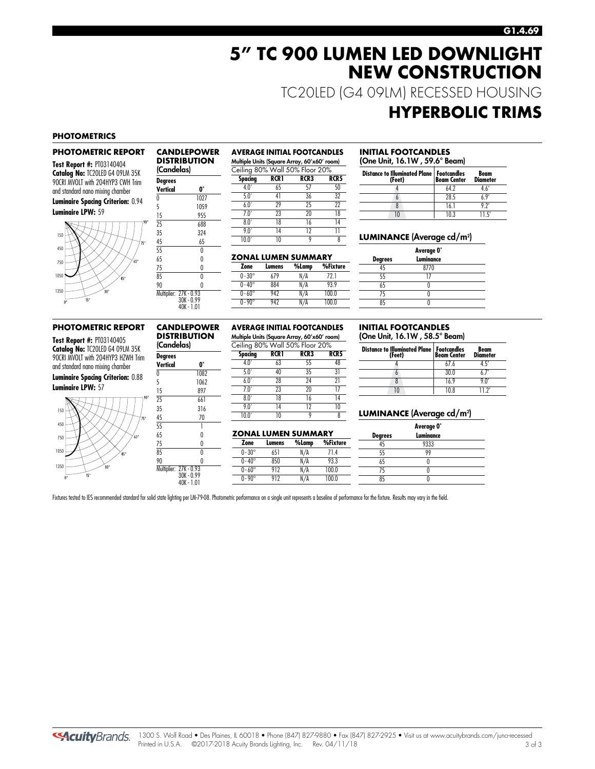# 5" TC 900 LUMEN LED DOWNLIGHT NEW CONSTRUCTION

TC20LED (G4 09LM) RECESSED HOUSING

## HYPERBOLIC TRIMS

### PHOTOMETRICS

#### PHOTOMETRIC REPORT

**Test Report #:** PT03140404
**Catalog No:** TC20LED G4 09LM 35K 90CRI MVOLT with 204HYP3 CWH Trim and standard nano mixing chamber
**Luminaire Spacing Criterion:** 0.94
**Luminaire LPW:** 59

150
450
750
1050
1350
0°
15°
30°
45°
60°
75°
90°

#### CANDLEPOWER DISTRIBUTION (Candelas)

| Degrees Vertical | 0° |
|---|---|
| 0 | 1027 |
| 5 | 1059 |
| 15 | 955 |
| 25 | 688 |
| 35 | 324 |
| 45 | 65 |
| 55 | 0 |
| 65 | 0 |
| 75 | 0 |
| 85 | 0 |
| 90 | 0 |

Multiplier: 27K - 0.93, 30K - 0.99, 40K - 1.01

#### AVERAGE INITIAL FOOTCANDLES

Multiple Units (Square Array, 60'x60' room)
Ceiling 80% Wall 50% Floor 20%

| Spacing | RCR1 | RCR3 | RCR5 |
|---|---|---|---|
| 4.0' | 65 | 57 | 50 |
| 5.0' | 41 | 36 | 32 |
| 6.0' | 29 | 25 | 22 |
| 7.0' | 23 | 20 | 18 |
| 8.0' | 18 | 16 | 14 |
| 9.0' | 14 | 12 | 11 |
| 10.0' | 10 | 9 | 8 |

#### ZONAL LUMEN SUMMARY

| Zone | Lumens | %Lamp | %Fixture |
|---|---|---|---|
| 0 - 30° | 679 | N/A | 72.1 |
| 0 - 40° | 884 | N/A | 93.9 |
| 0 - 60° | 942 | N/A | 100.0 |
| 0 - 90° | 942 | N/A | 100.0 |

#### INITIAL FOOTCANDLES

(One Unit, 16.1W , 59.6° Beam)

| Distance to Illuminated Plane (Feet) | Footcandles Beam Center | Beam Diameter |
|---|---|---|
| 4 | 64.2 | 4.6' |
| 6 | 28.5 | 6.9' |
| 8 | 16.1 | 9.2' |
| 10 | 10.3 | 11.5' |

#### LUMINANCE (Average cd/m²)

| Degrees | Average 0° Luminance |
|---|---|
| 45 | 8770 |
| 55 | 17 |
| 65 | 0 |
| 75 | 0 |
| 85 | 0 |

#### PHOTOMETRIC REPORT

**Test Report #:** PT03140405
**Catalog No:** TC20LED G4 09LM 35K 90CRI MVOLT with 204HYP3 HZWH Trim and standard nano mixing chamber
**Luminaire Spacing Criterion:** 0.88
**Luminaire LPW:** 57

150
450
750
1050
1350
0°
15°
30°
45°
60°
75°
90°

#### CANDLEPOWER DISTRIBUTION (Candelas)

| Degrees Vertical | 0° |
|---|---|
| 0 | 1082 |
| 5 | 1062 |
| 15 | 897 |
| 25 | 661 |
| 35 | 316 |
| 45 | 70 |
| 55 | 1 |
| 65 | 0 |
| 75 | 0 |
| 85 | 0 |
| 90 | 0 |

Multiplier: 27K - 0.93, 30K - 0.99, 40K - 1.01

#### AVERAGE INITIAL FOOTCANDLES

Multiple Units (Square Array, 60'x60' room)
Ceiling 80% Wall 50% Floor 20%

| Spacing | RCR1 | RCR3 | RCR5 |
|---|---|---|---|
| 4.0' | 63 | 55 | 48 |
| 5.0' | 40 | 35 | 31 |
| 6.0' | 28 | 24 | 21 |
| 7.0' | 23 | 20 | 17 |
| 8.0' | 18 | 16 | 14 |
| 9.0' | 14 | 12 | 10 |
| 10.0' | 10 | 9 | 8 |

#### ZONAL LUMEN SUMMARY

| Zone | Lumens | %Lamp | %Fixture |
|---|---|---|---|
| 0 - 30° | 651 | N/A | 71.4 |
| 0 - 40° | 850 | N/A | 93.3 |
| 0 - 60° | 912 | N/A | 100.0 |
| 0 - 90° | 912 | N/A | 100.0 |

#### INITIAL FOOTCANDLES

(One Unit, 16.1W , 58.5° Beam)

| Distance to Illuminated Plane (Feet) | Footcandles Beam Center | Beam Diameter |
|---|---|---|
| 4 | 67.6 | 4.5' |
| 6 | 30.0 | 6.7' |
| 8 | 16.9 | 9.0' |
| 10 | 10.8 | 11.2' |

#### LUMINANCE (Average cd/m²)

| Degrees | Average 0° Luminance |
|---|---|
| 45 | 9333 |
| 55 | 99 |
| 65 | 0 |
| 75 | 0 |
| 85 | 0 |

Fixtures tested to IES recommended standard for solid state lighting per LM-79-08. Photometric performance on a single unit represents a baseline of performance for the fixture. Results may vary in the field.

AcuityBrands. 1300 S. Wolf Road • Des Plaines, IL 60018 • Phone (847) 827-9880 • Fax (847) 827-2925 • Visit us at www.acuitybrands.com/juno-recessed
Printed in U.S.A. ©2017-2018 Acuity Brands Lighting, Inc. Rev. 04/11/18